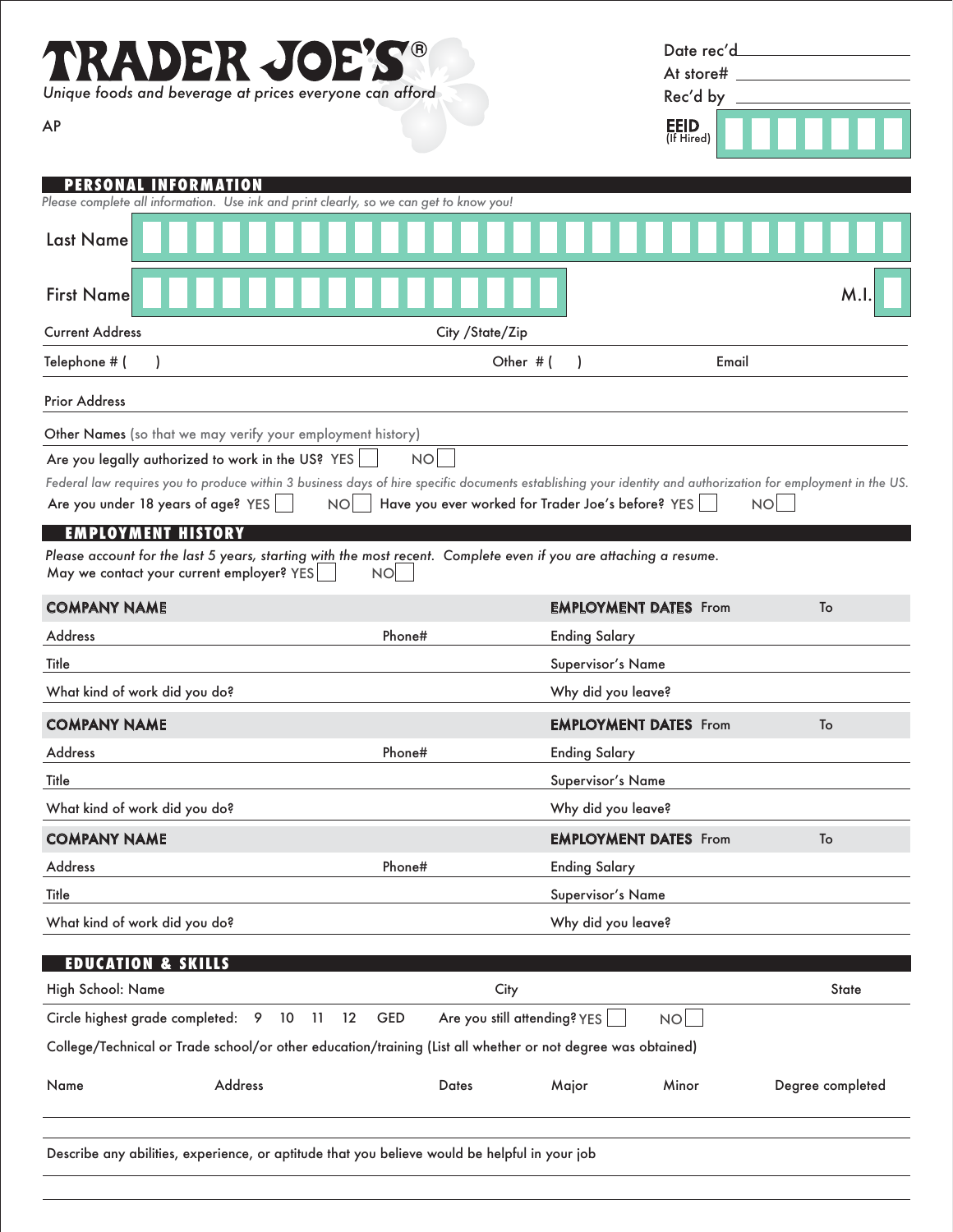# TRADER JOE'S®

*Unique foods and beverage at prices everyone can afford*

AP

Date rec'd ________
At store# ________
Rec'd by ________
EEID (If Hired) ________

## PERSONAL INFORMATION

*Please complete all information. Use ink and print clearly, so we can get to know you!*

Last Name ________

First Name ________ M.I. ____

Current Address ________ City /State/Zip ________

Telephone # (    ) ________ Other # (    ) ________ Email ________

Prior Address ________

Other Names (so that we may verify your employment history) ________

Are you legally authorized to work in the US? YES ☐ NO ☐

*Federal law requires you to produce within 3 business days of hire specific documents establishing your identity and authorization for employment in the US.*

Are you under 18 years of age? YES ☐ NO ☐ Have you ever worked for Trader Joe's before? YES ☐ NO ☐

## EMPLOYMENT HISTORY

*Please account for the last 5 years, starting with the most recent. Complete even if you are attaching a resume.*

May we contact your current employer? YES ☐ NO ☐

**COMPANY NAME** ________ **EMPLOYMENT DATES** From ________ To ________
Address ________ Phone# ________ Ending Salary ________
Title ________ Supervisor's Name ________
What kind of work did you do? ________ Why did you leave? ________

**COMPANY NAME** ________ **EMPLOYMENT DATES** From ________ To ________
Address ________ Phone# ________ Ending Salary ________
Title ________ Supervisor's Name ________
What kind of work did you do? ________ Why did you leave? ________

**COMPANY NAME** ________ **EMPLOYMENT DATES** From ________ To ________
Address ________ Phone# ________ Ending Salary ________
Title ________ Supervisor's Name ________
What kind of work did you do? ________ Why did you leave? ________

## EDUCATION & SKILLS

High School: Name ________ City ________ State ________

Circle highest grade completed: 9 10 11 12 GED Are you still attending? YES ☐ NO ☐

College/Technical or Trade school/or other education/training (List all whether or not degree was obtained)

| Name | Address | Dates | Major | Minor | Degree completed |
|---|---|---|---|---|---|
| | | | | | |

Describe any abilities, experience, or aptitude that you believe would be helpful in your job ________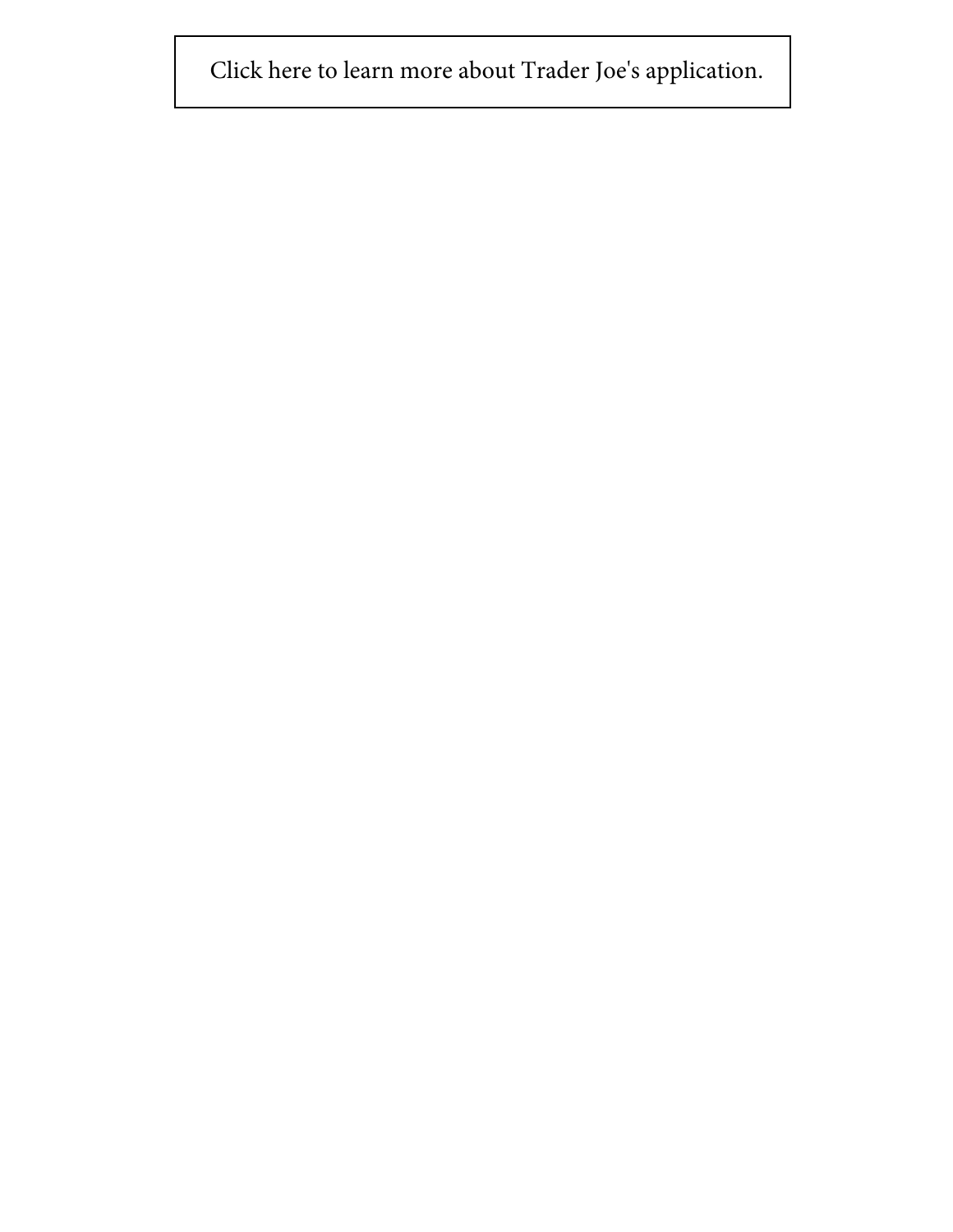Click here to learn more about Trader Joe's application.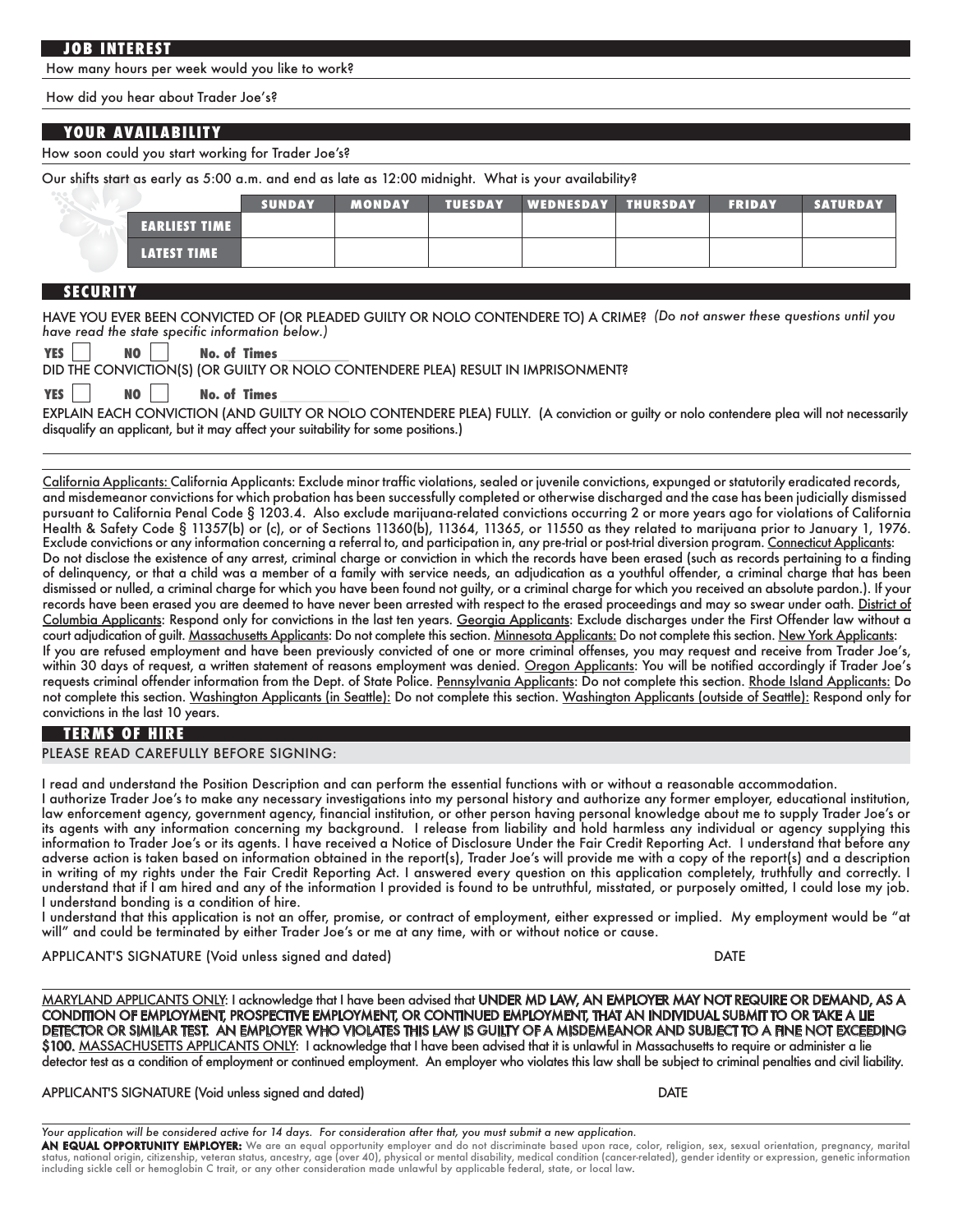## JOB INTEREST

How many hours per week would you like to work?

How did you hear about Trader Joe's?

## YOUR AVAILABILITY

How soon could you start working for Trader Joe's?

Our shifts start as early as 5:00 a.m. and end as late as 12:00 midnight. What is your availability?

| | SUNDAY | MONDAY | TUESDAY | WEDNESDAY | THURSDAY | FRIDAY | SATURDAY |
|---|---|---|---|---|---|---|---|
| EARLIEST TIME | | | | | | | |
| LATEST TIME | | | | | | | |

## SECURITY

HAVE YOU EVER BEEN CONVICTED OF (OR PLEADED GUILTY OR NOLO CONTENDERE TO) A CRIME? *(Do not answer these questions until you have read the state specific information below.)*

**YES** ☐ **NO** ☐ **No. of Times** ______

DID THE CONVICTION(S) (OR GUILTY OR NOLO CONTENDERE PLEA) RESULT IN IMPRISONMENT?

**YES** ☐ **NO** ☐ **No. of Times** ______

EXPLAIN EACH CONVICTION (AND GUILTY OR NOLO CONTENDERE PLEA) FULLY. (A conviction or guilty or nolo contendere plea will not necessarily disqualify an applicant, but it may affect your suitability for some positions.)

California Applicants: California Applicants: Exclude minor traffic violations, sealed or juvenile convictions, expunged or statutorily eradicated records, and misdemeanor convictions for which probation has been successfully completed or otherwise discharged and the case has been judicially dismissed pursuant to California Penal Code § 1203.4. Also exclude marijuana-related convictions occurring 2 or more years ago for violations of California Health & Safety Code § 11357(b) or (c), or of Sections 11360(b), 11364, 11365, or 11550 as they related to marijuana prior to January 1, 1976. Exclude convictions or any information concerning a referral to, and participation in, any pre-trial or post-trial diversion program. Connecticut Applicants: Do not disclose the existence of any arrest, criminal charge or conviction in which the records have been erased (such as records pertaining to a finding of delinquency, or that a child was a member of a family with service needs, an adjudication as a youthful offender, a criminal charge that has been dismissed or nulled, a criminal charge for which you have been found not guilty, or a criminal charge for which you received an absolute pardon.). If your records have been erased you are deemed to have never been arrested with respect to the erased proceedings and may so swear under oath. District of Columbia Applicants: Respond only for convictions in the last ten years. Georgia Applicants: Exclude discharges under the First Offender law without a court adjudication of guilt. Massachusetts Applicants: Do not complete this section. Minnesota Applicants: Do not complete this section. New York Applicants: If you are refused employment and have been previously convicted of one or more criminal offenses, you may request and receive from Trader Joe's, within 30 days of request, a written statement of reasons employment was denied. Oregon Applicants: You will be notified accordingly if Trader Joe's requests criminal offender information from the Dept. of State Police. Pennsylvania Applicants: Do not complete this section. Rhode Island Applicants: Do not complete this section. Washington Applicants (in Seattle): Do not complete this section. Washington Applicants (outside of Seattle): Respond only for convictions in the last 10 years.

## TERMS OF HIRE

PLEASE READ CAREFULLY BEFORE SIGNING:

I read and understand the Position Description and can perform the essential functions with or without a reasonable accommodation.

I authorize Trader Joe's to make any necessary investigations into my personal history and authorize any former employer, educational institution, law enforcement agency, government agency, financial institution, or other person having personal knowledge about me to supply Trader Joe's or its agents with any information concerning my background. I release from liability and hold harmless any individual or agency supplying this information to Trader Joe's or its agents. I have received a Notice of Disclosure Under the Fair Credit Reporting Act. I understand that before any adverse action is taken based on information obtained in the report(s), Trader Joe's will provide me with a copy of the report(s) and a description in writing of my rights under the Fair Credit Reporting Act. I answered every question on this application completely, truthfully and correctly. I understand that if I am hired and any of the information I provided is found to be untruthful, misstated, or purposely omitted, I could lose my job. I understand bonding is a condition of hire.

I understand that this application is not an offer, promise, or contract of employment, either expressed or implied. My employment would be "at will" and could be terminated by either Trader Joe's or me at any time, with or without notice or cause.

APPLICANT'S SIGNATURE (Void unless signed and dated) DATE

MARYLAND APPLICANTS ONLY: I acknowledge that I have been advised that UNDER MD LAW, AN EMPLOYER MAY NOT REQUIRE OR DEMAND, AS A CONDITION OF EMPLOYMENT, PROSPECTIVE EMPLOYMENT, OR CONTINUED EMPLOYMENT, THAT AN INDIVIDUAL SUBMIT TO OR TAKE A LIE DETECTOR OR SIMILAR TEST. AN EMPLOYER WHO VIOLATES THIS LAW IS GUILTY OF A MISDEMEANOR AND SUBJECT TO A FINE NOT EXCEEDING $100. MASSACHUSETTS APPLICANTS ONLY: I acknowledge that I have been advised that it is unlawful in Massachusetts to require or administer a lie detector test as a condition of employment or continued employment. An employer who violates this law shall be subject to criminal penalties and civil liability.

APPLICANT'S SIGNATURE (Void unless signed and dated) DATE

*Your application will be considered active for 14 days. For consideration after that, you must submit a new application.*

**AN EQUAL OPPORTUNITY EMPLOYER:** We are an equal opportunity employer and do not discriminate based upon race, color, religion, sex, sexual orientation, pregnancy, marital status, national origin, citizenship, veteran status, ancestry, age (over 40), physical or mental disability, medical condition (cancer-related), gender identity or expression, genetic information including sickle cell or hemoglobin C trait, or any other consideration made unlawful by applicable federal, state, or local law.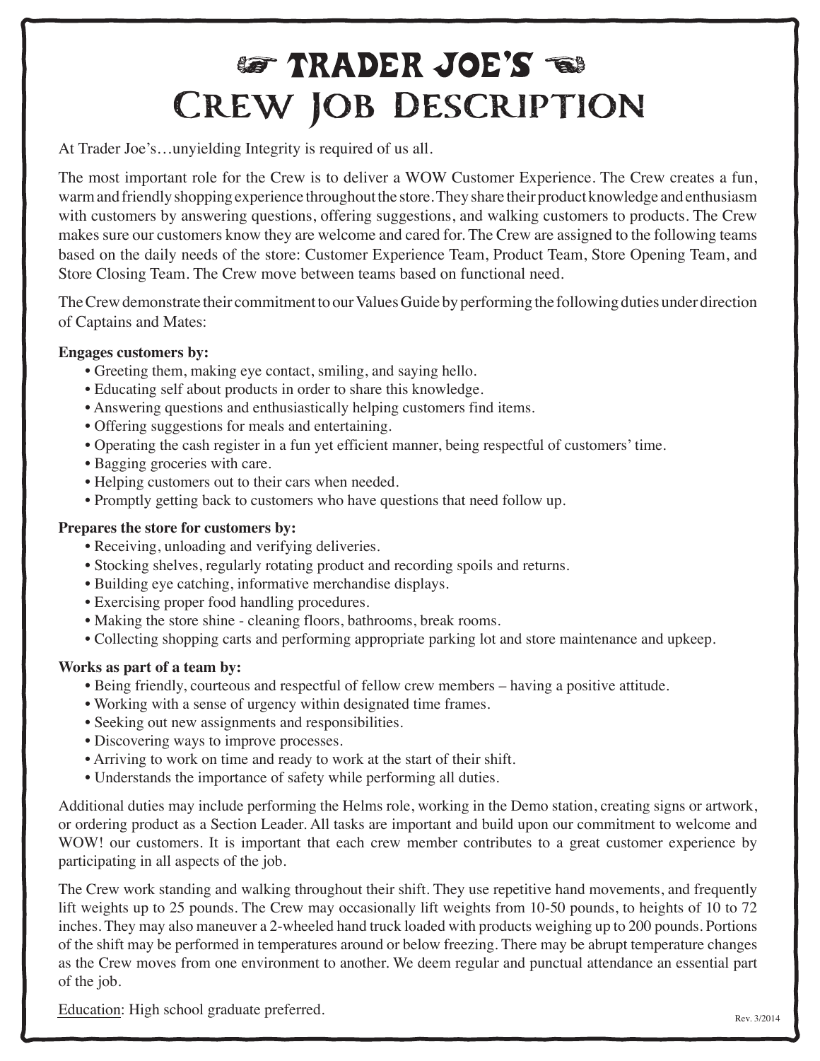# ☞ TRADER JOE'S ☜
# Crew Job Description

At Trader Joe's…unyielding Integrity is required of us all.

The most important role for the Crew is to deliver a WOW Customer Experience. The Crew creates a fun, warm and friendly shopping experience throughout the store. They share their product knowledge and enthusiasm with customers by answering questions, offering suggestions, and walking customers to products. The Crew makes sure our customers know they are welcome and cared for. The Crew are assigned to the following teams based on the daily needs of the store: Customer Experience Team, Product Team, Store Opening Team, and Store Closing Team. The Crew move between teams based on functional need.

The Crew demonstrate their commitment to our Values Guide by performing the following duties under direction of Captains and Mates:

**Engages customers by:**

- Greeting them, making eye contact, smiling, and saying hello.
- Educating self about products in order to share this knowledge.
- Answering questions and enthusiastically helping customers find items.
- Offering suggestions for meals and entertaining.
- Operating the cash register in a fun yet efficient manner, being respectful of customers' time.
- Bagging groceries with care.
- Helping customers out to their cars when needed.
- Promptly getting back to customers who have questions that need follow up.

**Prepares the store for customers by:**

- Receiving, unloading and verifying deliveries.
- Stocking shelves, regularly rotating product and recording spoils and returns.
- Building eye catching, informative merchandise displays.
- Exercising proper food handling procedures.
- Making the store shine - cleaning floors, bathrooms, break rooms.
- Collecting shopping carts and performing appropriate parking lot and store maintenance and upkeep.

**Works as part of a team by:**

- Being friendly, courteous and respectful of fellow crew members – having a positive attitude.
- Working with a sense of urgency within designated time frames.
- Seeking out new assignments and responsibilities.
- Discovering ways to improve processes.
- Arriving to work on time and ready to work at the start of their shift.
- Understands the importance of safety while performing all duties.

Additional duties may include performing the Helms role, working in the Demo station, creating signs or artwork, or ordering product as a Section Leader. All tasks are important and build upon our commitment to welcome and WOW! our customers. It is important that each crew member contributes to a great customer experience by participating in all aspects of the job.

The Crew work standing and walking throughout their shift. They use repetitive hand movements, and frequently lift weights up to 25 pounds. The Crew may occasionally lift weights from 10-50 pounds, to heights of 10 to 72 inches. They may also maneuver a 2-wheeled hand truck loaded with products weighing up to 200 pounds. Portions of the shift may be performed in temperatures around or below freezing. There may be abrupt temperature changes as the Crew moves from one environment to another. We deem regular and punctual attendance an essential part of the job.

Education: High school graduate preferred.

Rev. 3/2014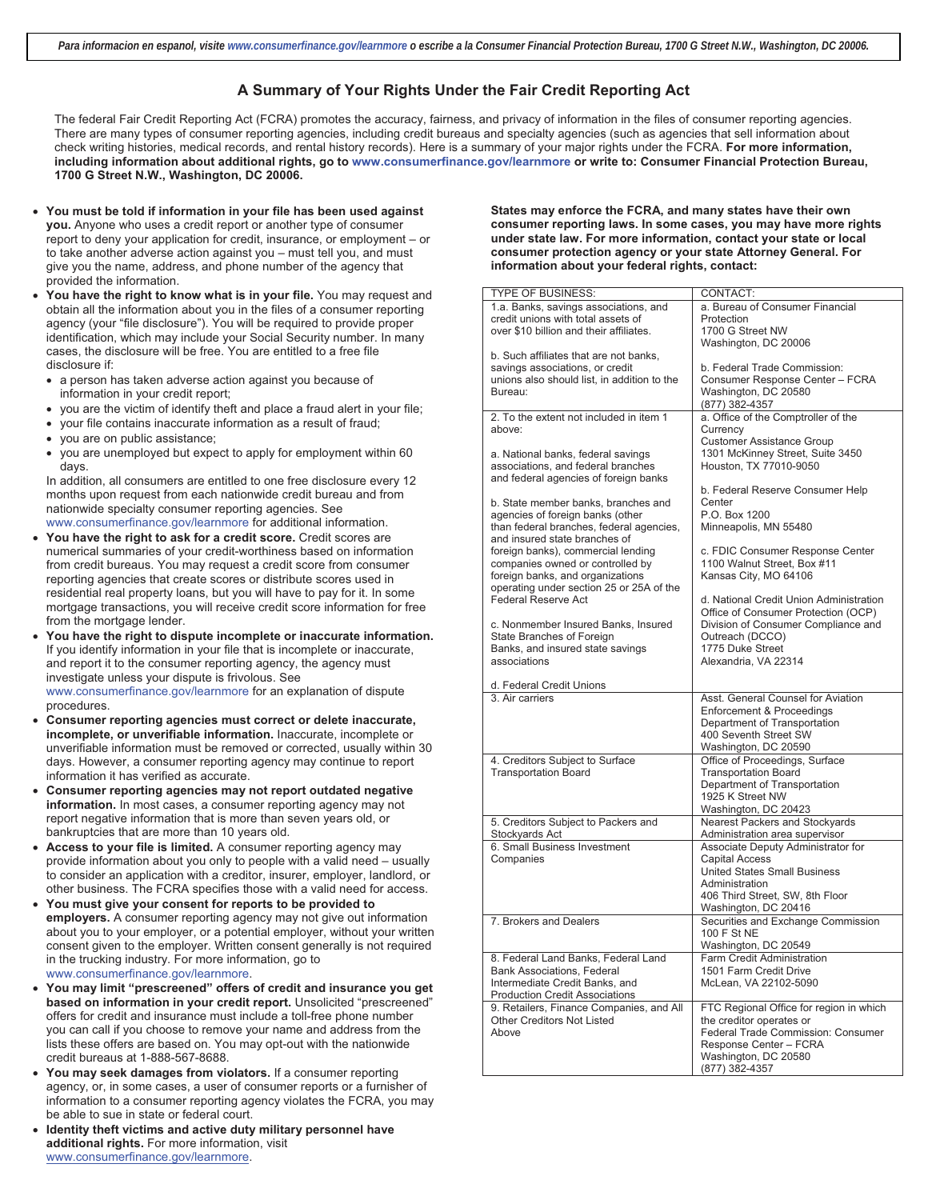*Para informacion en espanol, visite www.consumerfinance.gov/learnmore o escribe a la Consumer Financial Protection Bureau, 1700 G Street N.W., Washington, DC 20006.*

## A Summary of Your Rights Under the Fair Credit Reporting Act

The federal Fair Credit Reporting Act (FCRA) promotes the accuracy, fairness, and privacy of information in the files of consumer reporting agencies. There are many types of consumer reporting agencies, including credit bureaus and specialty agencies (such as agencies that sell information about check writing histories, medical records, and rental history records). Here is a summary of your major rights under the FCRA. **For more information, including information about additional rights, go to www.consumerfinance.gov/learnmore or write to: Consumer Financial Protection Bureau, 1700 G Street N.W., Washington, DC 20006.**

- **You must be told if information in your file has been used against you.** Anyone who uses a credit report or another type of consumer report to deny your application for credit, insurance, or employment – or to take another adverse action against you – must tell you, and must give you the name, address, and phone number of the agency that provided the information.
- **You have the right to know what is in your file.** You may request and obtain all the information about you in the files of a consumer reporting agency (your "file disclosure"). You will be required to provide proper identification, which may include your Social Security number. In many cases, the disclosure will be free. You are entitled to a free file disclosure if:
  - a person has taken adverse action against you because of information in your credit report;
  - you are the victim of identify theft and place a fraud alert in your file;
  - your file contains inaccurate information as a result of fraud;
  - you are on public assistance;
  - you are unemployed but expect to apply for employment within 60 days.

  In addition, all consumers are entitled to one free disclosure every 12 months upon request from each nationwide credit bureau and from nationwide specialty consumer reporting agencies. See www.consumerfinance.gov/learnmore for additional information.
- **You have the right to ask for a credit score.** Credit scores are numerical summaries of your credit-worthiness based on information from credit bureaus. You may request a credit score from consumer reporting agencies that create scores or distribute scores used in residential real property loans, but you will have to pay for it. In some mortgage transactions, you will receive credit score information for free from the mortgage lender.
- **You have the right to dispute incomplete or inaccurate information.** If you identify information in your file that is incomplete or inaccurate, and report it to the consumer reporting agency, the agency must investigate unless your dispute is frivolous. See www.consumerfinance.gov/learnmore for an explanation of dispute procedures.
- **Consumer reporting agencies must correct or delete inaccurate, incomplete, or unverifiable information.** Inaccurate, incomplete or unverifiable information must be removed or corrected, usually within 30 days. However, a consumer reporting agency may continue to report information it has verified as accurate.
- **Consumer reporting agencies may not report outdated negative information.** In most cases, a consumer reporting agency may not report negative information that is more than seven years old, or bankruptcies that are more than 10 years old.
- **Access to your file is limited.** A consumer reporting agency may provide information about you only to people with a valid need – usually to consider an application with a creditor, insurer, employer, landlord, or other business. The FCRA specifies those with a valid need for access.
- **You must give your consent for reports to be provided to employers.** A consumer reporting agency may not give out information about you to your employer, or a potential employer, without your written consent given to the employer. Written consent generally is not required in the trucking industry. For more information, go to www.consumerfinance.gov/learnmore.
- **You may limit "prescreened" offers of credit and insurance you get based on information in your credit report.** Unsolicited "prescreened" offers for credit and insurance must include a toll-free phone number you can call if you choose to remove your name and address from the lists these offers are based on. You may opt-out with the nationwide credit bureaus at 1-888-567-8688.
- **You may seek damages from violators.** If a consumer reporting agency, or, in some cases, a user of consumer reports or a furnisher of information to a consumer reporting agency violates the FCRA, you may be able to sue in state or federal court.
- **Identity theft victims and active duty military personnel have additional rights.** For more information, visit www.consumerfinance.gov/learnmore.

**States may enforce the FCRA, and many states have their own consumer reporting laws. In some cases, you may have more rights under state law. For more information, contact your state or local consumer protection agency or your state Attorney General. For information about your federal rights, contact:**

| TYPE OF BUSINESS: | CONTACT: |
|---|---|
| 1.a. Banks, savings associations, and credit unions with total assets of over $10 billion and their affiliates.<br><br>b. Such affiliates that are not banks, savings associations, or credit unions also should list, in addition to the Bureau: | a. Bureau of Consumer Financial Protection<br>1700 G Street NW<br>Washington, DC 20006<br><br>b. Federal Trade Commission: Consumer Response Center – FCRA<br>Washington, DC 20580<br>(877) 382-4357 |
| 2. To the extent not included in item 1 above:<br><br>a. National banks, federal savings associations, and federal branches and federal agencies of foreign banks<br><br>b. State member banks, branches and agencies of foreign banks (other than federal branches, federal agencies, and insured state branches of foreign banks), commercial lending companies owned or controlled by foreign banks, and organizations operating under section 25 or 25A of the Federal Reserve Act<br><br>c. Nonmember Insured Banks, Insured State Branches of Foreign Banks, and insured state savings associations<br><br>d. Federal Credit Unions | a. Office of the Comptroller of the Currency<br>Customer Assistance Group<br>1301 McKinney Street, Suite 3450<br>Houston, TX 77010-9050<br><br>b. Federal Reserve Consumer Help Center<br>P.O. Box 1200<br>Minneapolis, MN 55480<br><br>c. FDIC Consumer Response Center<br>1100 Walnut Street, Box #11<br>Kansas City, MO 64106<br><br>d. National Credit Union Administration<br>Office of Consumer Protection (OCP)<br>Division of Consumer Compliance and Outreach (DCCO)<br>1775 Duke Street<br>Alexandria, VA 22314 |
| 3. Air carriers | Asst. General Counsel for Aviation Enforcement & Proceedings<br>Department of Transportation<br>400 Seventh Street SW<br>Washington, DC 20590 |
| 4. Creditors Subject to Surface Transportation Board | Office of Proceedings, Surface Transportation Board<br>Department of Transportation<br>1925 K Street NW<br>Washington, DC 20423 |
| 5. Creditors Subject to Packers and Stockyards Act | Nearest Packers and Stockyards Administration area supervisor |
| 6. Small Business Investment Companies | Associate Deputy Administrator for Capital Access<br>United States Small Business Administration<br>406 Third Street, SW, 8th Floor<br>Washington, DC 20416 |
| 7. Brokers and Dealers | Securities and Exchange Commission<br>100 F St NE<br>Washington, DC 20549 |
| 8. Federal Land Banks, Federal Land Bank Associations, Federal Intermediate Credit Banks, and Production Credit Associations | Farm Credit Administration<br>1501 Farm Credit Drive<br>McLean, VA 22102-5090 |
| 9. Retailers, Finance Companies, and All Other Creditors Not Listed Above | FTC Regional Office for region in which the creditor operates or<br>Federal Trade Commission: Consumer Response Center – FCRA<br>Washington, DC 20580<br>(877) 382-4357 |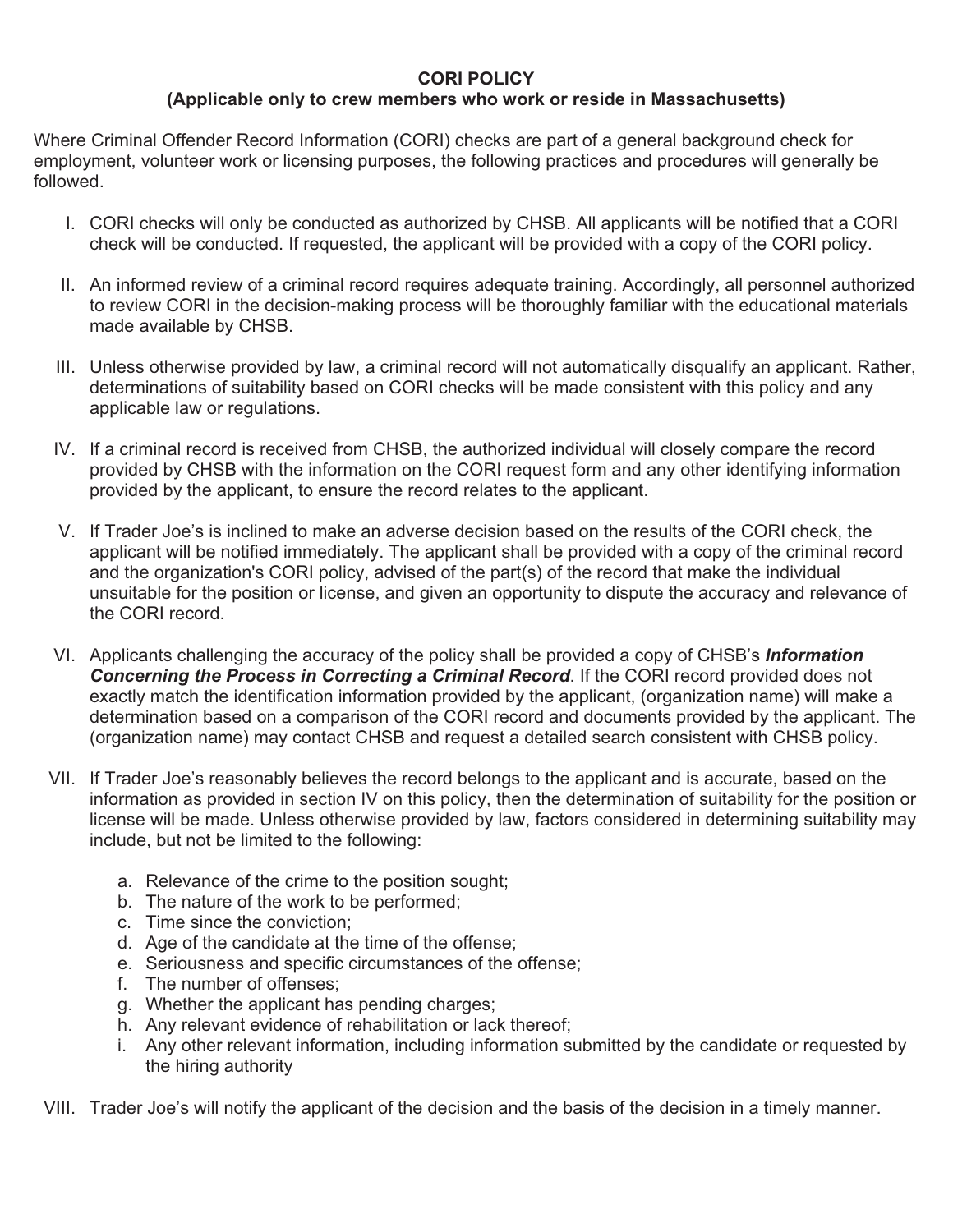**CORI POLICY**
**(Applicable only to crew members who work or reside in Massachusetts)**

Where Criminal Offender Record Information (CORI) checks are part of a general background check for employment, volunteer work or licensing purposes, the following practices and procedures will generally be followed.

I. CORI checks will only be conducted as authorized by CHSB. All applicants will be notified that a CORI check will be conducted. If requested, the applicant will be provided with a copy of the CORI policy.

II. An informed review of a criminal record requires adequate training. Accordingly, all personnel authorized to review CORI in the decision-making process will be thoroughly familiar with the educational materials made available by CHSB.

III. Unless otherwise provided by law, a criminal record will not automatically disqualify an applicant. Rather, determinations of suitability based on CORI checks will be made consistent with this policy and any applicable law or regulations.

IV. If a criminal record is received from CHSB, the authorized individual will closely compare the record provided by CHSB with the information on the CORI request form and any other identifying information provided by the applicant, to ensure the record relates to the applicant.

V. If Trader Joe's is inclined to make an adverse decision based on the results of the CORI check, the applicant will be notified immediately. The applicant shall be provided with a copy of the criminal record and the organization's CORI policy, advised of the part(s) of the record that make the individual unsuitable for the position or license, and given an opportunity to dispute the accuracy and relevance of the CORI record.

VI. Applicants challenging the accuracy of the policy shall be provided a copy of CHSB's ***Information Concerning the Process in Correcting a Criminal Record***. If the CORI record provided does not exactly match the identification information provided by the applicant, (organization name) will make a determination based on a comparison of the CORI record and documents provided by the applicant. The (organization name) may contact CHSB and request a detailed search consistent with CHSB policy.

VII. If Trader Joe's reasonably believes the record belongs to the applicant and is accurate, based on the information as provided in section IV on this policy, then the determination of suitability for the position or license will be made. Unless otherwise provided by law, factors considered in determining suitability may include, but not be limited to the following:

   a. Relevance of the crime to the position sought;
   b. The nature of the work to be performed;
   c. Time since the conviction;
   d. Age of the candidate at the time of the offense;
   e. Seriousness and specific circumstances of the offense;
   f. The number of offenses;
   g. Whether the applicant has pending charges;
   h. Any relevant evidence of rehabilitation or lack thereof;
   i. Any other relevant information, including information submitted by the candidate or requested by the hiring authority

VIII. Trader Joe's will notify the applicant of the decision and the basis of the decision in a timely manner.